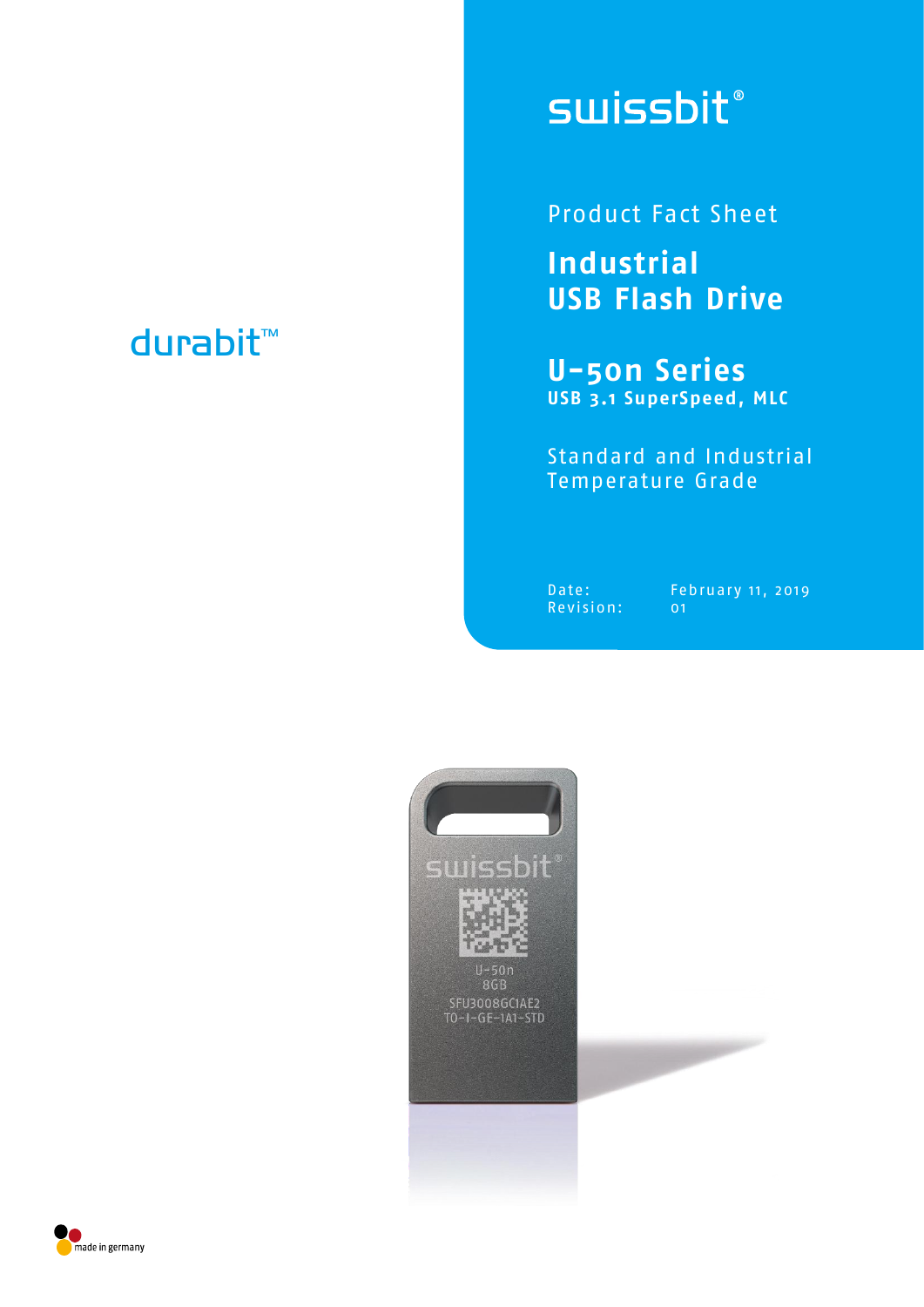durabit™

swissbit®

Product Fact Sheet

# Industrial USB Flash Drive

## U-50n Series

**USB 3.1 SuperSpeed, MLC**

Standard and Industrial Temperature Grade

Date: February 11, 2019
Revision: 01

made in germany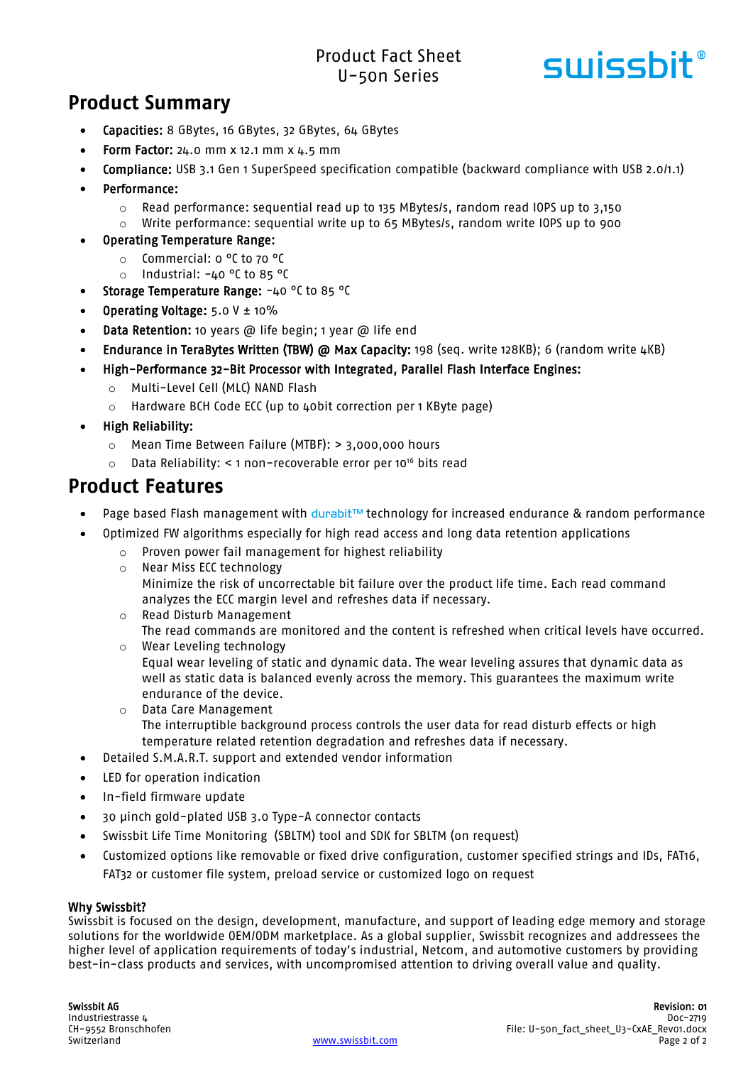## Product Summary

- **Capacities:** 8 GBytes, 16 GBytes, 32 GBytes, 64 GBytes
- **Form Factor:** 24.0 mm x 12.1 mm x 4.5 mm
- **Compliance:** USB 3.1 Gen 1 SuperSpeed specification compatible (backward compliance with USB 2.0/1.1)
- **Performance:**
  - Read performance: sequential read up to 135 MBytes/s, random read IOPS up to 3,150
  - Write performance: sequential write up to 65 MBytes/s, random write IOPS up to 900
- **Operating Temperature Range:**
  - Commercial: 0 °C to 70 °C
  - Industrial: -40 °C to 85 °C
- **Storage Temperature Range:** -40 °C to 85 °C
- **Operating Voltage:** 5.0 V ± 10%
- **Data Retention:** 10 years @ life begin; 1 year @ life end
- **Endurance in TeraBytes Written (TBW) @ Max Capacity:** 198 (seq. write 128KB); 6 (random write 4KB)
- **High-Performance 32-Bit Processor with Integrated, Parallel Flash Interface Engines:**
  - Multi-Level Cell (MLC) NAND Flash
  - Hardware BCH Code ECC (up to 40bit correction per 1 KByte page)
- **High Reliability:**
  - Mean Time Between Failure (MTBF): > 3,000,000 hours
  - Data Reliability: < 1 non-recoverable error per $10^{16}$ bits read

## Product Features

- Page based Flash management with durabit™ technology for increased endurance & random performance
- Optimized FW algorithms especially for high read access and long data retention applications
  - Proven power fail management for highest reliability
  - Near Miss ECC technology
    Minimize the risk of uncorrectable bit failure over the product life time. Each read command analyzes the ECC margin level and refreshes data if necessary.
  - Read Disturb Management
    The read commands are monitored and the content is refreshed when critical levels have occurred.
  - Wear Leveling technology
    Equal wear leveling of static and dynamic data. The wear leveling assures that dynamic data as well as static data is balanced evenly across the memory. This guarantees the maximum write endurance of the device.
  - Data Care Management
    The interruptible background process controls the user data for read disturb effects or high temperature related retention degradation and refreshes data if necessary.
- Detailed S.M.A.R.T. support and extended vendor information
- LED for operation indication
- In-field firmware update
- 30 µinch gold-plated USB 3.0 Type-A connector contacts
- Swissbit Life Time Monitoring (SBLTM) tool and SDK for SBLTM (on request)
- Customized options like removable or fixed drive configuration, customer specified strings and IDs, FAT16, FAT32 or customer file system, preload service or customized logo on request

**Why Swissbit?**
Swissbit is focused on the design, development, manufacture, and support of leading edge memory and storage solutions for the worldwide OEM/ODM marketplace. As a global supplier, Swissbit recognizes and addressees the higher level of application requirements of today's industrial, Netcom, and automotive customers by providing best-in-class products and services, with uncompromised attention to driving overall value and quality.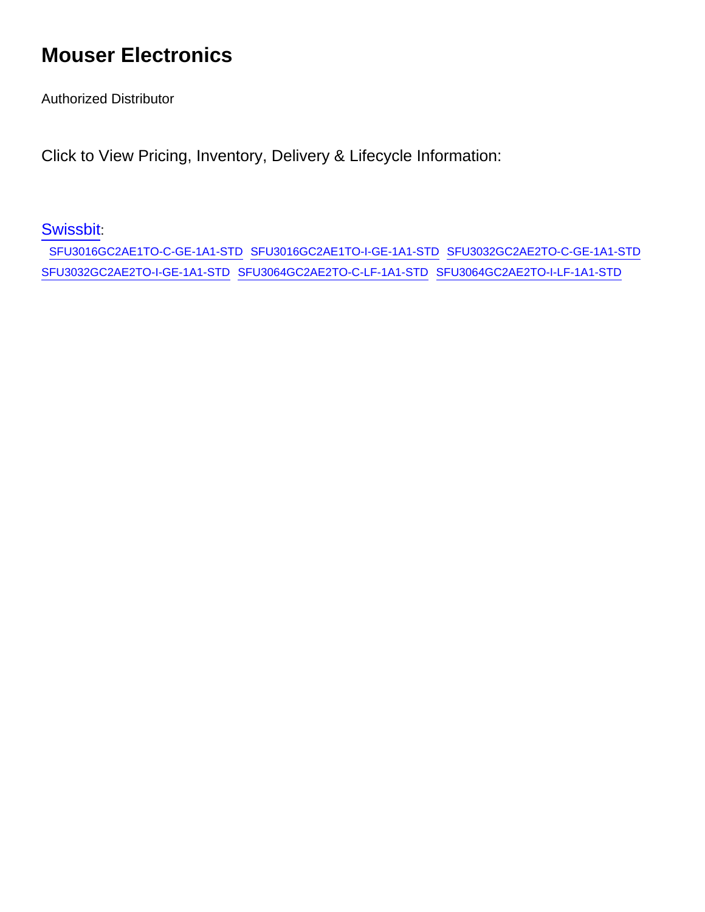# Mouser Electronics

Authorized Distributor

Click to View Pricing, Inventory, Delivery & Lifecycle Information:

Swissbit:

SFU3016GC2AE1TO-C-GE-1A1-STD SFU3016GC2AE1TO-I-GE-1A1-STD SFU3032GC2AE2TO-C-GE-1A1-STD SFU3032GC2AE2TO-I-GE-1A1-STD SFU3064GC2AE2TO-C-LF-1A1-STD SFU3064GC2AE2TO-I-LF-1A1-STD